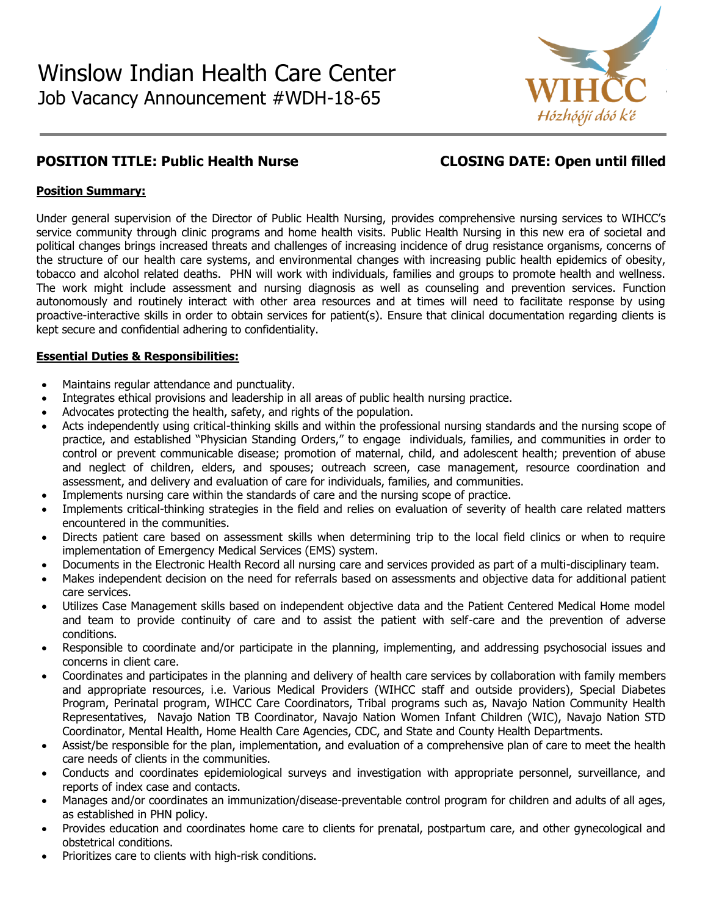# Winslow Indian Health Care Center

Job Vacancy Announcement #WDH-18-65

WIHCC
Hózhóójí dóó k'é

**POSITION TITLE: Public Health Nurse** **CLOSING DATE: Open until filled**

**Position Summary:**

Under general supervision of the Director of Public Health Nursing, provides comprehensive nursing services to WIHCC's service community through clinic programs and home health visits. Public Health Nursing in this new era of societal and political changes brings increased threats and challenges of increasing incidence of drug resistance organisms, concerns of the structure of our health care systems, and environmental changes with increasing public health epidemics of obesity, tobacco and alcohol related deaths. PHN will work with individuals, families and groups to promote health and wellness. The work might include assessment and nursing diagnosis as well as counseling and prevention services. Function autonomously and routinely interact with other area resources and at times will need to facilitate response by using proactive-interactive skills in order to obtain services for patient(s). Ensure that clinical documentation regarding clients is kept secure and confidential adhering to confidentiality.

**Essential Duties & Responsibilities:**

- Maintains regular attendance and punctuality.
- Integrates ethical provisions and leadership in all areas of public health nursing practice.
- Advocates protecting the health, safety, and rights of the population.
- Acts independently using critical-thinking skills and within the professional nursing standards and the nursing scope of practice, and established "Physician Standing Orders," to engage individuals, families, and communities in order to control or prevent communicable disease; promotion of maternal, child, and adolescent health; prevention of abuse and neglect of children, elders, and spouses; outreach screen, case management, resource coordination and assessment, and delivery and evaluation of care for individuals, families, and communities.
- Implements nursing care within the standards of care and the nursing scope of practice.
- Implements critical-thinking strategies in the field and relies on evaluation of severity of health care related matters encountered in the communities.
- Directs patient care based on assessment skills when determining trip to the local field clinics or when to require implementation of Emergency Medical Services (EMS) system.
- Documents in the Electronic Health Record all nursing care and services provided as part of a multi-disciplinary team.
- Makes independent decision on the need for referrals based on assessments and objective data for additional patient care services.
- Utilizes Case Management skills based on independent objective data and the Patient Centered Medical Home model and team to provide continuity of care and to assist the patient with self-care and the prevention of adverse conditions.
- Responsible to coordinate and/or participate in the planning, implementing, and addressing psychosocial issues and concerns in client care.
- Coordinates and participates in the planning and delivery of health care services by collaboration with family members and appropriate resources, i.e. Various Medical Providers (WIHCC staff and outside providers), Special Diabetes Program, Perinatal program, WIHCC Care Coordinators, Tribal programs such as, Navajo Nation Community Health Representatives, Navajo Nation TB Coordinator, Navajo Nation Women Infant Children (WIC), Navajo Nation STD Coordinator, Mental Health, Home Health Care Agencies, CDC, and State and County Health Departments.
- Assist/be responsible for the plan, implementation, and evaluation of a comprehensive plan of care to meet the health care needs of clients in the communities.
- Conducts and coordinates epidemiological surveys and investigation with appropriate personnel, surveillance, and reports of index case and contacts.
- Manages and/or coordinates an immunization/disease-preventable control program for children and adults of all ages, as established in PHN policy.
- Provides education and coordinates home care to clients for prenatal, postpartum care, and other gynecological and obstetrical conditions.
- Prioritizes care to clients with high-risk conditions.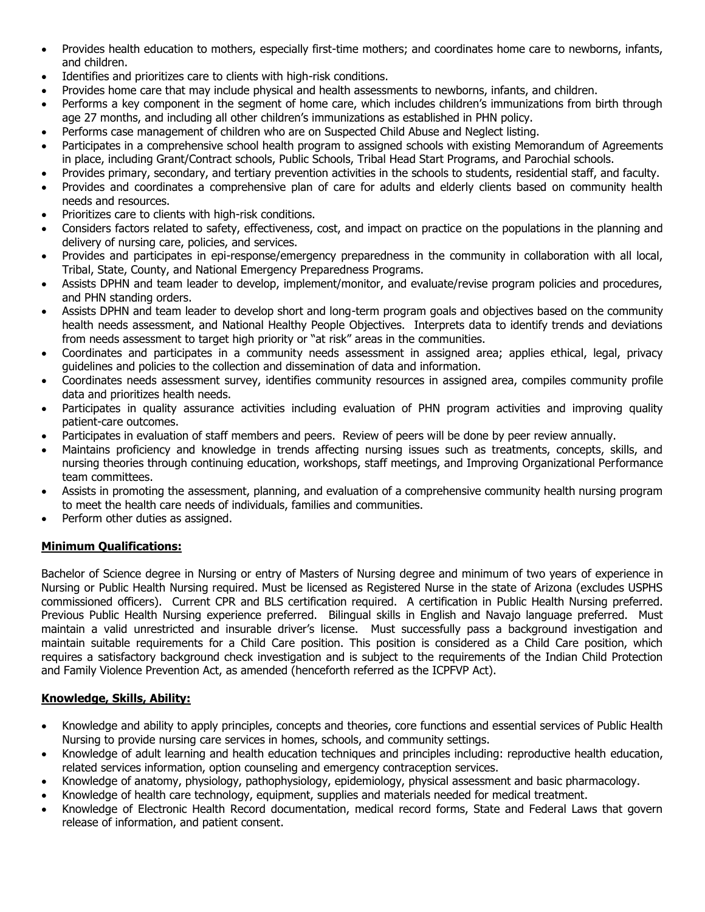- Provides health education to mothers, especially first-time mothers; and coordinates home care to newborns, infants, and children.
- Identifies and prioritizes care to clients with high-risk conditions.
- Provides home care that may include physical and health assessments to newborns, infants, and children.
- Performs a key component in the segment of home care, which includes children's immunizations from birth through age 27 months, and including all other children's immunizations as established in PHN policy.
- Performs case management of children who are on Suspected Child Abuse and Neglect listing.
- Participates in a comprehensive school health program to assigned schools with existing Memorandum of Agreements in place, including Grant/Contract schools, Public Schools, Tribal Head Start Programs, and Parochial schools.
- Provides primary, secondary, and tertiary prevention activities in the schools to students, residential staff, and faculty.
- Provides and coordinates a comprehensive plan of care for adults and elderly clients based on community health needs and resources.
- Prioritizes care to clients with high-risk conditions.
- Considers factors related to safety, effectiveness, cost, and impact on practice on the populations in the planning and delivery of nursing care, policies, and services.
- Provides and participates in epi-response/emergency preparedness in the community in collaboration with all local, Tribal, State, County, and National Emergency Preparedness Programs.
- Assists DPHN and team leader to develop, implement/monitor, and evaluate/revise program policies and procedures, and PHN standing orders.
- Assists DPHN and team leader to develop short and long-term program goals and objectives based on the community health needs assessment, and National Healthy People Objectives. Interprets data to identify trends and deviations from needs assessment to target high priority or "at risk" areas in the communities.
- Coordinates and participates in a community needs assessment in assigned area; applies ethical, legal, privacy guidelines and policies to the collection and dissemination of data and information.
- Coordinates needs assessment survey, identifies community resources in assigned area, compiles community profile data and prioritizes health needs.
- Participates in quality assurance activities including evaluation of PHN program activities and improving quality patient-care outcomes.
- Participates in evaluation of staff members and peers. Review of peers will be done by peer review annually.
- Maintains proficiency and knowledge in trends affecting nursing issues such as treatments, concepts, skills, and nursing theories through continuing education, workshops, staff meetings, and Improving Organizational Performance team committees.
- Assists in promoting the assessment, planning, and evaluation of a comprehensive community health nursing program to meet the health care needs of individuals, families and communities.
- Perform other duties as assigned.

**Minimum Qualifications:**

Bachelor of Science degree in Nursing or entry of Masters of Nursing degree and minimum of two years of experience in Nursing or Public Health Nursing required. Must be licensed as Registered Nurse in the state of Arizona (excludes USPHS commissioned officers). Current CPR and BLS certification required. A certification in Public Health Nursing preferred. Previous Public Health Nursing experience preferred. Bilingual skills in English and Navajo language preferred. Must maintain a valid unrestricted and insurable driver's license. Must successfully pass a background investigation and maintain suitable requirements for a Child Care position. This position is considered as a Child Care position, which requires a satisfactory background check investigation and is subject to the requirements of the Indian Child Protection and Family Violence Prevention Act, as amended (henceforth referred as the ICPFVP Act).

**Knowledge, Skills, Ability:**

- Knowledge and ability to apply principles, concepts and theories, core functions and essential services of Public Health Nursing to provide nursing care services in homes, schools, and community settings.
- Knowledge of adult learning and health education techniques and principles including: reproductive health education, related services information, option counseling and emergency contraception services.
- Knowledge of anatomy, physiology, pathophysiology, epidemiology, physical assessment and basic pharmacology.
- Knowledge of health care technology, equipment, supplies and materials needed for medical treatment.
- Knowledge of Electronic Health Record documentation, medical record forms, State and Federal Laws that govern release of information, and patient consent.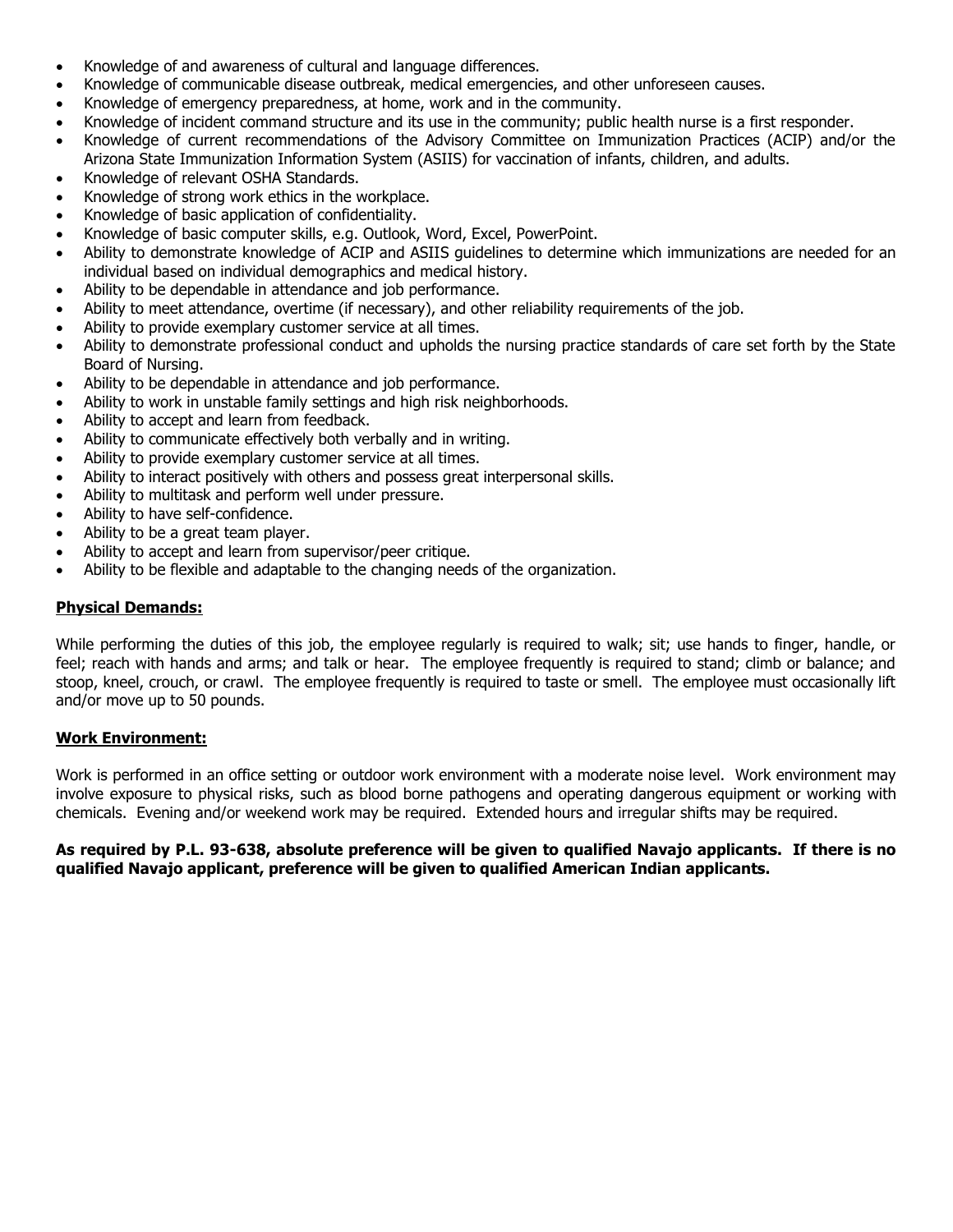- Knowledge of and awareness of cultural and language differences.
- Knowledge of communicable disease outbreak, medical emergencies, and other unforeseen causes.
- Knowledge of emergency preparedness, at home, work and in the community.
- Knowledge of incident command structure and its use in the community; public health nurse is a first responder.
- Knowledge of current recommendations of the Advisory Committee on Immunization Practices (ACIP) and/or the Arizona State Immunization Information System (ASIIS) for vaccination of infants, children, and adults.
- Knowledge of relevant OSHA Standards.
- Knowledge of strong work ethics in the workplace.
- Knowledge of basic application of confidentiality.
- Knowledge of basic computer skills, e.g. Outlook, Word, Excel, PowerPoint.
- Ability to demonstrate knowledge of ACIP and ASIIS guidelines to determine which immunizations are needed for an individual based on individual demographics and medical history.
- Ability to be dependable in attendance and job performance.
- Ability to meet attendance, overtime (if necessary), and other reliability requirements of the job.
- Ability to provide exemplary customer service at all times.
- Ability to demonstrate professional conduct and upholds the nursing practice standards of care set forth by the State Board of Nursing.
- Ability to be dependable in attendance and job performance.
- Ability to work in unstable family settings and high risk neighborhoods.
- Ability to accept and learn from feedback.
- Ability to communicate effectively both verbally and in writing.
- Ability to provide exemplary customer service at all times.
- Ability to interact positively with others and possess great interpersonal skills.
- Ability to multitask and perform well under pressure.
- Ability to have self-confidence.
- Ability to be a great team player.
- Ability to accept and learn from supervisor/peer critique.
- Ability to be flexible and adaptable to the changing needs of the organization.

## Physical Demands:

While performing the duties of this job, the employee regularly is required to walk; sit; use hands to finger, handle, or feel; reach with hands and arms; and talk or hear. The employee frequently is required to stand; climb or balance; and stoop, kneel, crouch, or crawl. The employee frequently is required to taste or smell. The employee must occasionally lift and/or move up to 50 pounds.

## Work Environment:

Work is performed in an office setting or outdoor work environment with a moderate noise level. Work environment may involve exposure to physical risks, such as blood borne pathogens and operating dangerous equipment or working with chemicals. Evening and/or weekend work may be required. Extended hours and irregular shifts may be required.

**As required by P.L. 93-638, absolute preference will be given to qualified Navajo applicants. If there is no qualified Navajo applicant, preference will be given to qualified American Indian applicants.**